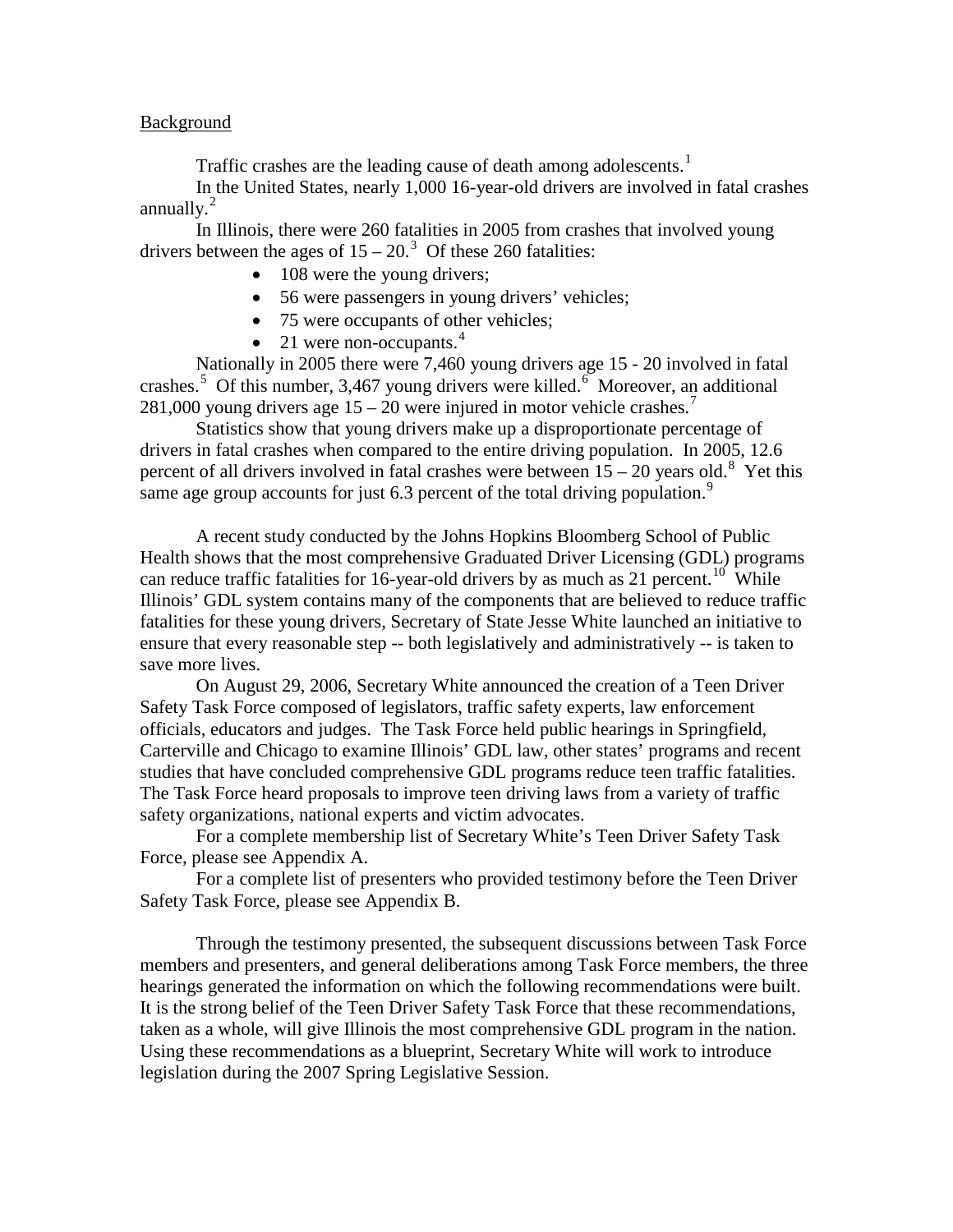Background

Traffic crashes are the leading cause of death among adolescents.[1]

In the United States, nearly 1,000 16-year-old drivers are involved in fatal crashes annually.[2]

In Illinois, there were 260 fatalities in 2005 from crashes that involved young drivers between the ages of 15 – 20.[3] Of these 260 fatalities:

- 108 were the young drivers;
- 56 were passengers in young drivers' vehicles;
- 75 were occupants of other vehicles;
- 21 were non-occupants.[4]

Nationally in 2005 there were 7,460 young drivers age 15 - 20 involved in fatal crashes.[5] Of this number, 3,467 young drivers were killed.[6] Moreover, an additional 281,000 young drivers age 15 – 20 were injured in motor vehicle crashes.[7]

Statistics show that young drivers make up a disproportionate percentage of drivers in fatal crashes when compared to the entire driving population. In 2005, 12.6 percent of all drivers involved in fatal crashes were between 15 – 20 years old.[8] Yet this same age group accounts for just 6.3 percent of the total driving population.[9]

A recent study conducted by the Johns Hopkins Bloomberg School of Public Health shows that the most comprehensive Graduated Driver Licensing (GDL) programs can reduce traffic fatalities for 16-year-old drivers by as much as 21 percent.[10] While Illinois' GDL system contains many of the components that are believed to reduce traffic fatalities for these young drivers, Secretary of State Jesse White launched an initiative to ensure that every reasonable step -- both legislatively and administratively -- is taken to save more lives.

On August 29, 2006, Secretary White announced the creation of a Teen Driver Safety Task Force composed of legislators, traffic safety experts, law enforcement officials, educators and judges. The Task Force held public hearings in Springfield, Carterville and Chicago to examine Illinois' GDL law, other states' programs and recent studies that have concluded comprehensive GDL programs reduce teen traffic fatalities. The Task Force heard proposals to improve teen driving laws from a variety of traffic safety organizations, national experts and victim advocates.

For a complete membership list of Secretary White's Teen Driver Safety Task Force, please see Appendix A.

For a complete list of presenters who provided testimony before the Teen Driver Safety Task Force, please see Appendix B.

Through the testimony presented, the subsequent discussions between Task Force members and presenters, and general deliberations among Task Force members, the three hearings generated the information on which the following recommendations were built. It is the strong belief of the Teen Driver Safety Task Force that these recommendations, taken as a whole, will give Illinois the most comprehensive GDL program in the nation. Using these recommendations as a blueprint, Secretary White will work to introduce legislation during the 2007 Spring Legislative Session.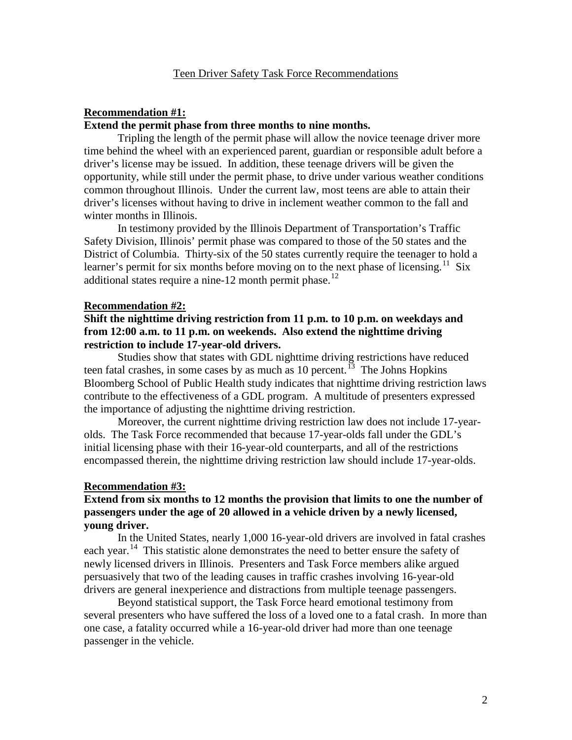## Teen Driver Safety Task Force Recommendations

**Recommendation #1:**

**Extend the permit phase from three months to nine months.**

Tripling the length of the permit phase will allow the novice teenage driver more time behind the wheel with an experienced parent, guardian or responsible adult before a driver's license may be issued. In addition, these teenage drivers will be given the opportunity, while still under the permit phase, to drive under various weather conditions common throughout Illinois. Under the current law, most teens are able to attain their driver's licenses without having to drive in inclement weather common to the fall and winter months in Illinois.

In testimony provided by the Illinois Department of Transportation's Traffic Safety Division, Illinois' permit phase was compared to those of the 50 states and the District of Columbia. Thirty-six of the 50 states currently require the teenager to hold a learner's permit for six months before moving on to the next phase of licensing.[11] Six additional states require a nine-12 month permit phase.[12]

**Recommendation #2:**

**Shift the nighttime driving restriction from 11 p.m. to 10 p.m. on weekdays and from 12:00 a.m. to 11 p.m. on weekends. Also extend the nighttime driving restriction to include 17-year-old drivers.**

Studies show that states with GDL nighttime driving restrictions have reduced teen fatal crashes, in some cases by as much as 10 percent.[13] The Johns Hopkins Bloomberg School of Public Health study indicates that nighttime driving restriction laws contribute to the effectiveness of a GDL program. A multitude of presenters expressed the importance of adjusting the nighttime driving restriction.

Moreover, the current nighttime driving restriction law does not include 17-year-olds. The Task Force recommended that because 17-year-olds fall under the GDL's initial licensing phase with their 16-year-old counterparts, and all of the restrictions encompassed therein, the nighttime driving restriction law should include 17-year-olds.

**Recommendation #3:**

**Extend from six months to 12 months the provision that limits to one the number of passengers under the age of 20 allowed in a vehicle driven by a newly licensed, young driver.**

In the United States, nearly 1,000 16-year-old drivers are involved in fatal crashes each year.[14] This statistic alone demonstrates the need to better ensure the safety of newly licensed drivers in Illinois. Presenters and Task Force members alike argued persuasively that two of the leading causes in traffic crashes involving 16-year-old drivers are general inexperience and distractions from multiple teenage passengers.

Beyond statistical support, the Task Force heard emotional testimony from several presenters who have suffered the loss of a loved one to a fatal crash. In more than one case, a fatality occurred while a 16-year-old driver had more than one teenage passenger in the vehicle.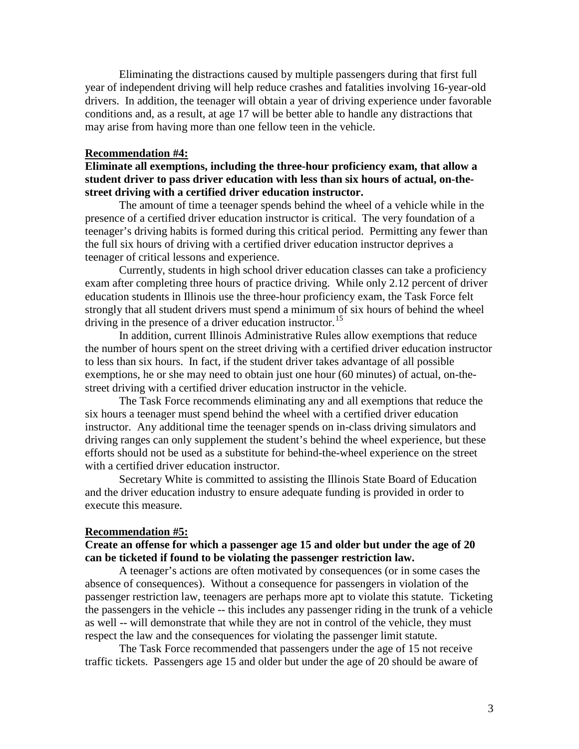Eliminating the distractions caused by multiple passengers during that first full year of independent driving will help reduce crashes and fatalities involving 16-year-old drivers. In addition, the teenager will obtain a year of driving experience under favorable conditions and, as a result, at age 17 will be better able to handle any distractions that may arise from having more than one fellow teen in the vehicle.

**Recommendation #4:**

**Eliminate all exemptions, including the three-hour proficiency exam, that allow a student driver to pass driver education with less than six hours of actual, on-the-street driving with a certified driver education instructor.**

The amount of time a teenager spends behind the wheel of a vehicle while in the presence of a certified driver education instructor is critical. The very foundation of a teenager's driving habits is formed during this critical period. Permitting any fewer than the full six hours of driving with a certified driver education instructor deprives a teenager of critical lessons and experience.

Currently, students in high school driver education classes can take a proficiency exam after completing three hours of practice driving. While only 2.12 percent of driver education students in Illinois use the three-hour proficiency exam, the Task Force felt strongly that all student drivers must spend a minimum of six hours of behind the wheel driving in the presence of a driver education instructor.[15]

In addition, current Illinois Administrative Rules allow exemptions that reduce the number of hours spent on the street driving with a certified driver education instructor to less than six hours. In fact, if the student driver takes advantage of all possible exemptions, he or she may need to obtain just one hour (60 minutes) of actual, on-the-street driving with a certified driver education instructor in the vehicle.

The Task Force recommends eliminating any and all exemptions that reduce the six hours a teenager must spend behind the wheel with a certified driver education instructor. Any additional time the teenager spends on in-class driving simulators and driving ranges can only supplement the student's behind the wheel experience, but these efforts should not be used as a substitute for behind-the-wheel experience on the street with a certified driver education instructor.

Secretary White is committed to assisting the Illinois State Board of Education and the driver education industry to ensure adequate funding is provided in order to execute this measure.

**Recommendation #5:**

**Create an offense for which a passenger age 15 and older but under the age of 20 can be ticketed if found to be violating the passenger restriction law.**

A teenager's actions are often motivated by consequences (or in some cases the absence of consequences). Without a consequence for passengers in violation of the passenger restriction law, teenagers are perhaps more apt to violate this statute. Ticketing the passengers in the vehicle -- this includes any passenger riding in the trunk of a vehicle as well -- will demonstrate that while they are not in control of the vehicle, they must respect the law and the consequences for violating the passenger limit statute.

The Task Force recommended that passengers under the age of 15 not receive traffic tickets. Passengers age 15 and older but under the age of 20 should be aware of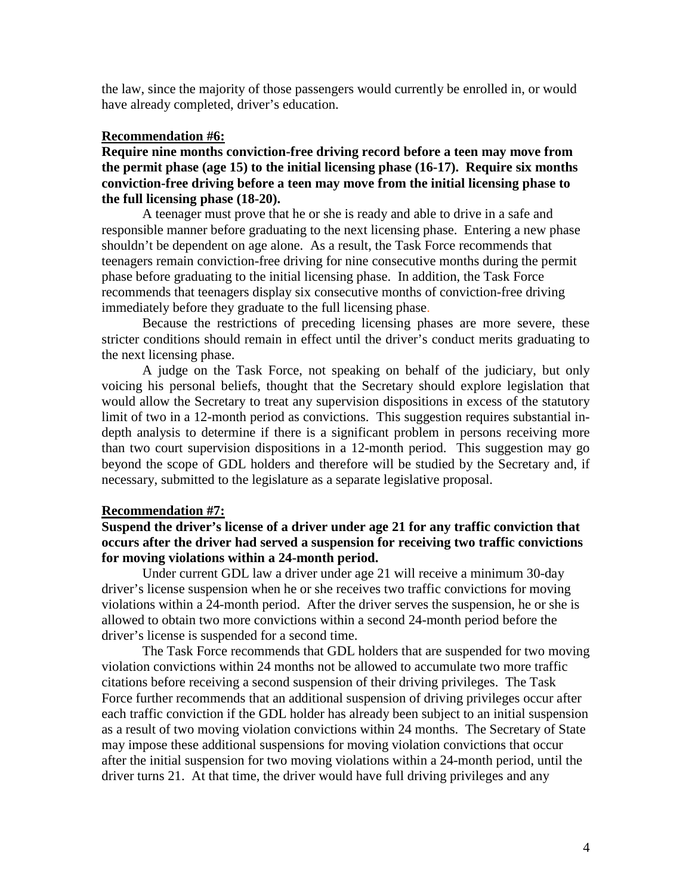the law, since the majority of those passengers would currently be enrolled in, or would have already completed, driver's education.

**Recommendation #6:**

**Require nine months conviction-free driving record before a teen may move from the permit phase (age 15) to the initial licensing phase (16-17). Require six months conviction-free driving before a teen may move from the initial licensing phase to the full licensing phase (18-20).**

A teenager must prove that he or she is ready and able to drive in a safe and responsible manner before graduating to the next licensing phase. Entering a new phase shouldn't be dependent on age alone. As a result, the Task Force recommends that teenagers remain conviction-free driving for nine consecutive months during the permit phase before graduating to the initial licensing phase. In addition, the Task Force recommends that teenagers display six consecutive months of conviction-free driving immediately before they graduate to the full licensing phase.

Because the restrictions of preceding licensing phases are more severe, these stricter conditions should remain in effect until the driver's conduct merits graduating to the next licensing phase.

A judge on the Task Force, not speaking on behalf of the judiciary, but only voicing his personal beliefs, thought that the Secretary should explore legislation that would allow the Secretary to treat any supervision dispositions in excess of the statutory limit of two in a 12-month period as convictions. This suggestion requires substantial in-depth analysis to determine if there is a significant problem in persons receiving more than two court supervision dispositions in a 12-month period. This suggestion may go beyond the scope of GDL holders and therefore will be studied by the Secretary and, if necessary, submitted to the legislature as a separate legislative proposal.

**Recommendation #7:**

**Suspend the driver's license of a driver under age 21 for any traffic conviction that occurs after the driver had served a suspension for receiving two traffic convictions for moving violations within a 24-month period.**

Under current GDL law a driver under age 21 will receive a minimum 30-day driver's license suspension when he or she receives two traffic convictions for moving violations within a 24-month period. After the driver serves the suspension, he or she is allowed to obtain two more convictions within a second 24-month period before the driver's license is suspended for a second time.

The Task Force recommends that GDL holders that are suspended for two moving violation convictions within 24 months not be allowed to accumulate two more traffic citations before receiving a second suspension of their driving privileges. The Task Force further recommends that an additional suspension of driving privileges occur after each traffic conviction if the GDL holder has already been subject to an initial suspension as a result of two moving violation convictions within 24 months. The Secretary of State may impose these additional suspensions for moving violation convictions that occur after the initial suspension for two moving violations within a 24-month period, until the driver turns 21. At that time, the driver would have full driving privileges and any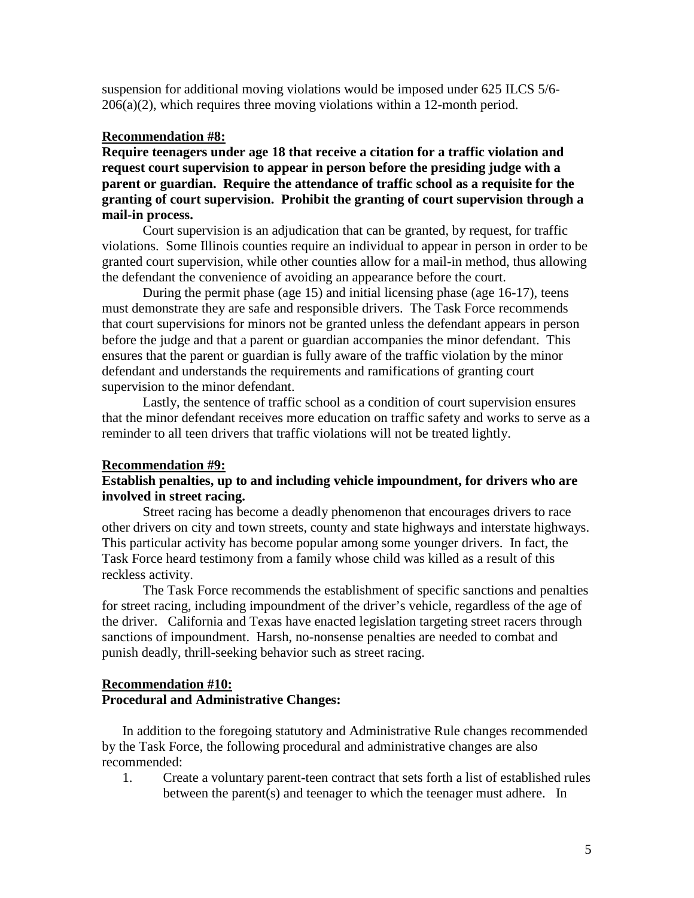suspension for additional moving violations would be imposed under 625 ILCS 5/6-206(a)(2), which requires three moving violations within a 12-month period.

**Recommendation #8:**

**Require teenagers under age 18 that receive a citation for a traffic violation and request court supervision to appear in person before the presiding judge with a parent or guardian. Require the attendance of traffic school as a requisite for the granting of court supervision. Prohibit the granting of court supervision through a mail-in process.**

Court supervision is an adjudication that can be granted, by request, for traffic violations. Some Illinois counties require an individual to appear in person in order to be granted court supervision, while other counties allow for a mail-in method, thus allowing the defendant the convenience of avoiding an appearance before the court.

During the permit phase (age 15) and initial licensing phase (age 16-17), teens must demonstrate they are safe and responsible drivers. The Task Force recommends that court supervisions for minors not be granted unless the defendant appears in person before the judge and that a parent or guardian accompanies the minor defendant. This ensures that the parent or guardian is fully aware of the traffic violation by the minor defendant and understands the requirements and ramifications of granting court supervision to the minor defendant.

Lastly, the sentence of traffic school as a condition of court supervision ensures that the minor defendant receives more education on traffic safety and works to serve as a reminder to all teen drivers that traffic violations will not be treated lightly.

**Recommendation #9:**

**Establish penalties, up to and including vehicle impoundment, for drivers who are involved in street racing.**

Street racing has become a deadly phenomenon that encourages drivers to race other drivers on city and town streets, county and state highways and interstate highways. This particular activity has become popular among some younger drivers. In fact, the Task Force heard testimony from a family whose child was killed as a result of this reckless activity.

The Task Force recommends the establishment of specific sanctions and penalties for street racing, including impoundment of the driver's vehicle, regardless of the age of the driver. California and Texas have enacted legislation targeting street racers through sanctions of impoundment. Harsh, no-nonsense penalties are needed to combat and punish deadly, thrill-seeking behavior such as street racing.

**Recommendation #10:**

**Procedural and Administrative Changes:**

In addition to the foregoing statutory and Administrative Rule changes recommended by the Task Force, the following procedural and administrative changes are also recommended:

1. Create a voluntary parent-teen contract that sets forth a list of established rules between the parent(s) and teenager to which the teenager must adhere. In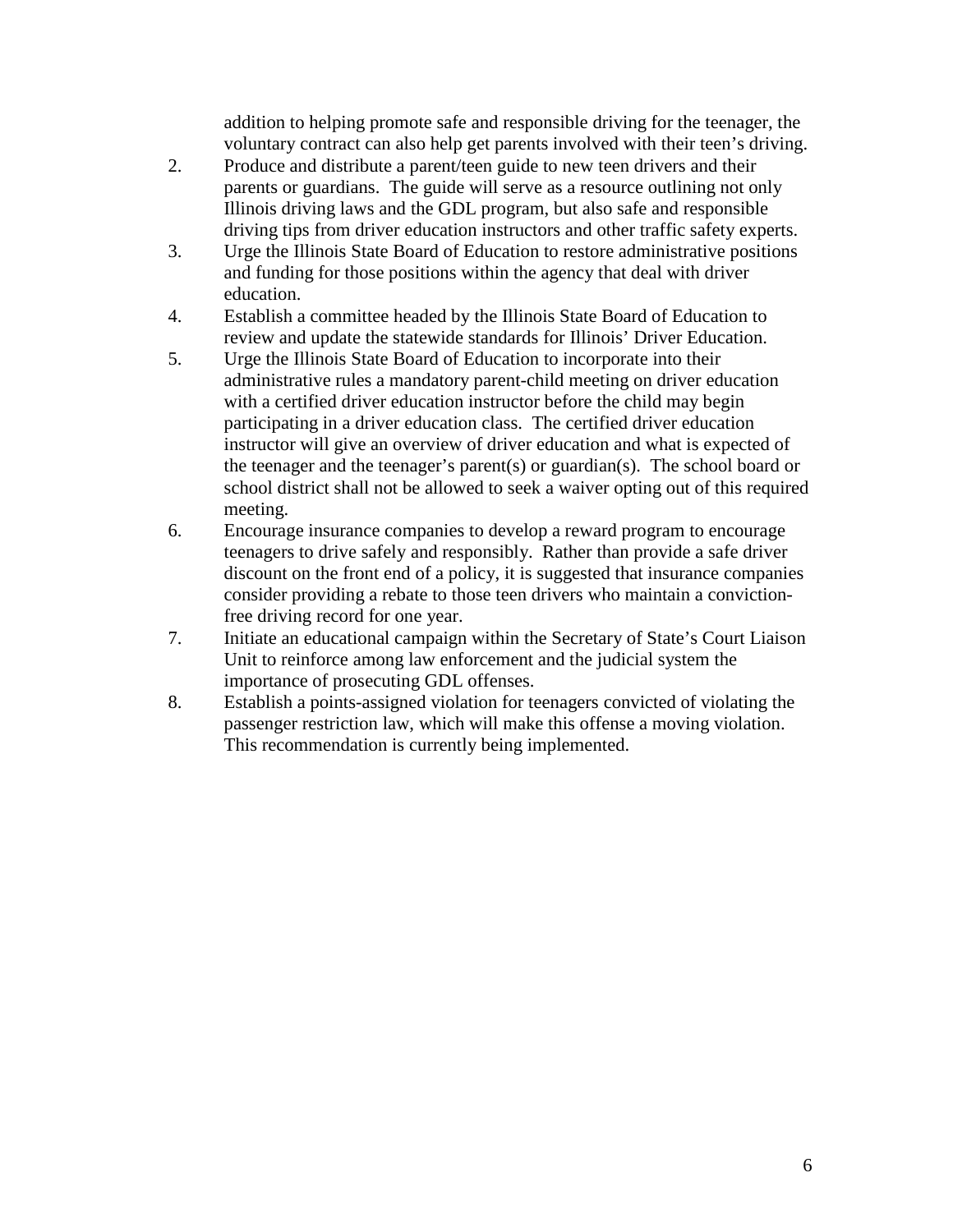addition to helping promote safe and responsible driving for the teenager, the voluntary contract can also help get parents involved with their teen's driving.

2. Produce and distribute a parent/teen guide to new teen drivers and their parents or guardians. The guide will serve as a resource outlining not only Illinois driving laws and the GDL program, but also safe and responsible driving tips from driver education instructors and other traffic safety experts.
3. Urge the Illinois State Board of Education to restore administrative positions and funding for those positions within the agency that deal with driver education.
4. Establish a committee headed by the Illinois State Board of Education to review and update the statewide standards for Illinois' Driver Education.
5. Urge the Illinois State Board of Education to incorporate into their administrative rules a mandatory parent-child meeting on driver education with a certified driver education instructor before the child may begin participating in a driver education class. The certified driver education instructor will give an overview of driver education and what is expected of the teenager and the teenager's parent(s) or guardian(s). The school board or school district shall not be allowed to seek a waiver opting out of this required meeting.
6. Encourage insurance companies to develop a reward program to encourage teenagers to drive safely and responsibly. Rather than provide a safe driver discount on the front end of a policy, it is suggested that insurance companies consider providing a rebate to those teen drivers who maintain a conviction-free driving record for one year.
7. Initiate an educational campaign within the Secretary of State's Court Liaison Unit to reinforce among law enforcement and the judicial system the importance of prosecuting GDL offenses.
8. Establish a points-assigned violation for teenagers convicted of violating the passenger restriction law, which will make this offense a moving violation. This recommendation is currently being implemented.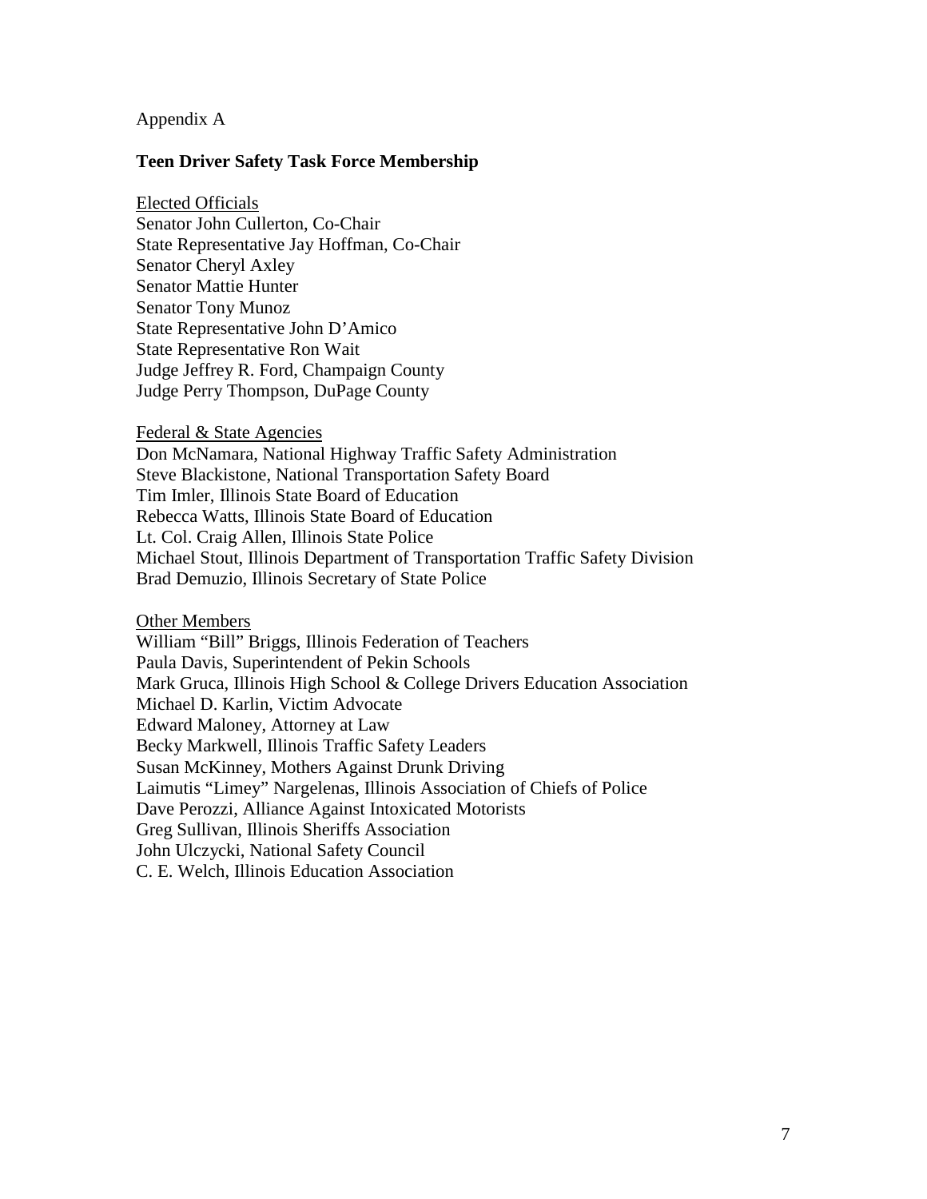Appendix A

## Teen Driver Safety Task Force Membership

<u>Elected Officials</u>
Senator John Cullerton, Co-Chair
State Representative Jay Hoffman, Co-Chair
Senator Cheryl Axley
Senator Mattie Hunter
Senator Tony Munoz
State Representative John D'Amico
State Representative Ron Wait
Judge Jeffrey R. Ford, Champaign County
Judge Perry Thompson, DuPage County

<u>Federal & State Agencies</u>
Don McNamara, National Highway Traffic Safety Administration
Steve Blackistone, National Transportation Safety Board
Tim Imler, Illinois State Board of Education
Rebecca Watts, Illinois State Board of Education
Lt. Col. Craig Allen, Illinois State Police
Michael Stout, Illinois Department of Transportation Traffic Safety Division
Brad Demuzio, Illinois Secretary of State Police

<u>Other Members</u>
William "Bill" Briggs, Illinois Federation of Teachers
Paula Davis, Superintendent of Pekin Schools
Mark Gruca, Illinois High School & College Drivers Education Association
Michael D. Karlin, Victim Advocate
Edward Maloney, Attorney at Law
Becky Markwell, Illinois Traffic Safety Leaders
Susan McKinney, Mothers Against Drunk Driving
Laimutis "Limey" Nargelenas, Illinois Association of Chiefs of Police
Dave Perozzi, Alliance Against Intoxicated Motorists
Greg Sullivan, Illinois Sheriffs Association
John Ulczycki, National Safety Council
C. E. Welch, Illinois Education Association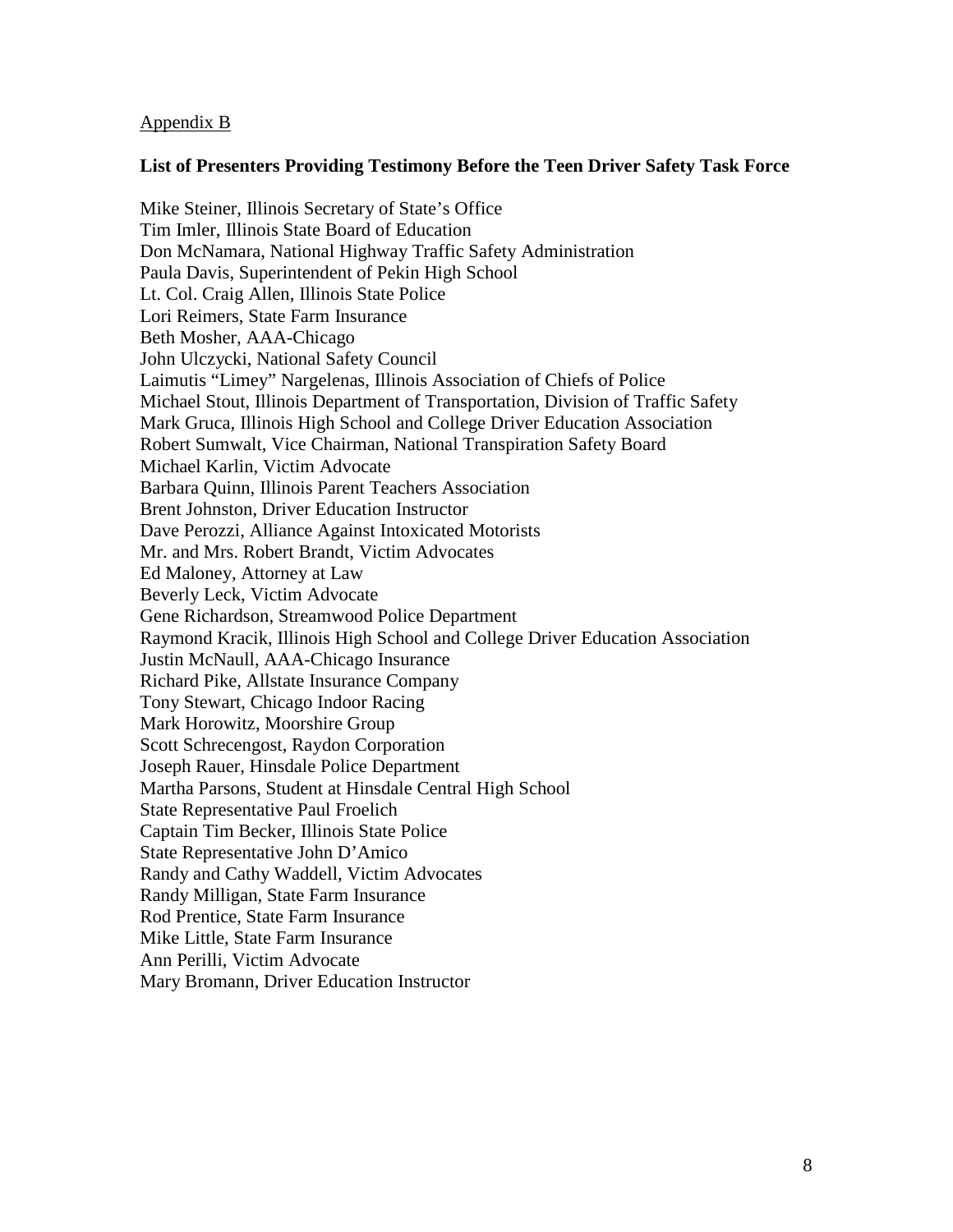Appendix B

**List of Presenters Providing Testimony Before the Teen Driver Safety Task Force**

Mike Steiner, Illinois Secretary of State's Office
Tim Imler, Illinois State Board of Education
Don McNamara, National Highway Traffic Safety Administration
Paula Davis, Superintendent of Pekin High School
Lt. Col. Craig Allen, Illinois State Police
Lori Reimers, State Farm Insurance
Beth Mosher, AAA-Chicago
John Ulczycki, National Safety Council
Laimutis "Limey" Nargelenas, Illinois Association of Chiefs of Police
Michael Stout, Illinois Department of Transportation, Division of Traffic Safety
Mark Gruca, Illinois High School and College Driver Education Association
Robert Sumwalt, Vice Chairman, National Transpiration Safety Board
Michael Karlin, Victim Advocate
Barbara Quinn, Illinois Parent Teachers Association
Brent Johnston, Driver Education Instructor
Dave Perozzi, Alliance Against Intoxicated Motorists
Mr. and Mrs. Robert Brandt, Victim Advocates
Ed Maloney, Attorney at Law
Beverly Leck, Victim Advocate
Gene Richardson, Streamwood Police Department
Raymond Kracik, Illinois High School and College Driver Education Association
Justin McNaull, AAA-Chicago Insurance
Richard Pike, Allstate Insurance Company
Tony Stewart, Chicago Indoor Racing
Mark Horowitz, Moorshire Group
Scott Schrecengost, Raydon Corporation
Joseph Rauer, Hinsdale Police Department
Martha Parsons, Student at Hinsdale Central High School
State Representative Paul Froelich
Captain Tim Becker, Illinois State Police
State Representative John D'Amico
Randy and Cathy Waddell, Victim Advocates
Randy Milligan, State Farm Insurance
Rod Prentice, State Farm Insurance
Mike Little, State Farm Insurance
Ann Perilli, Victim Advocate
Mary Bromann, Driver Education Instructor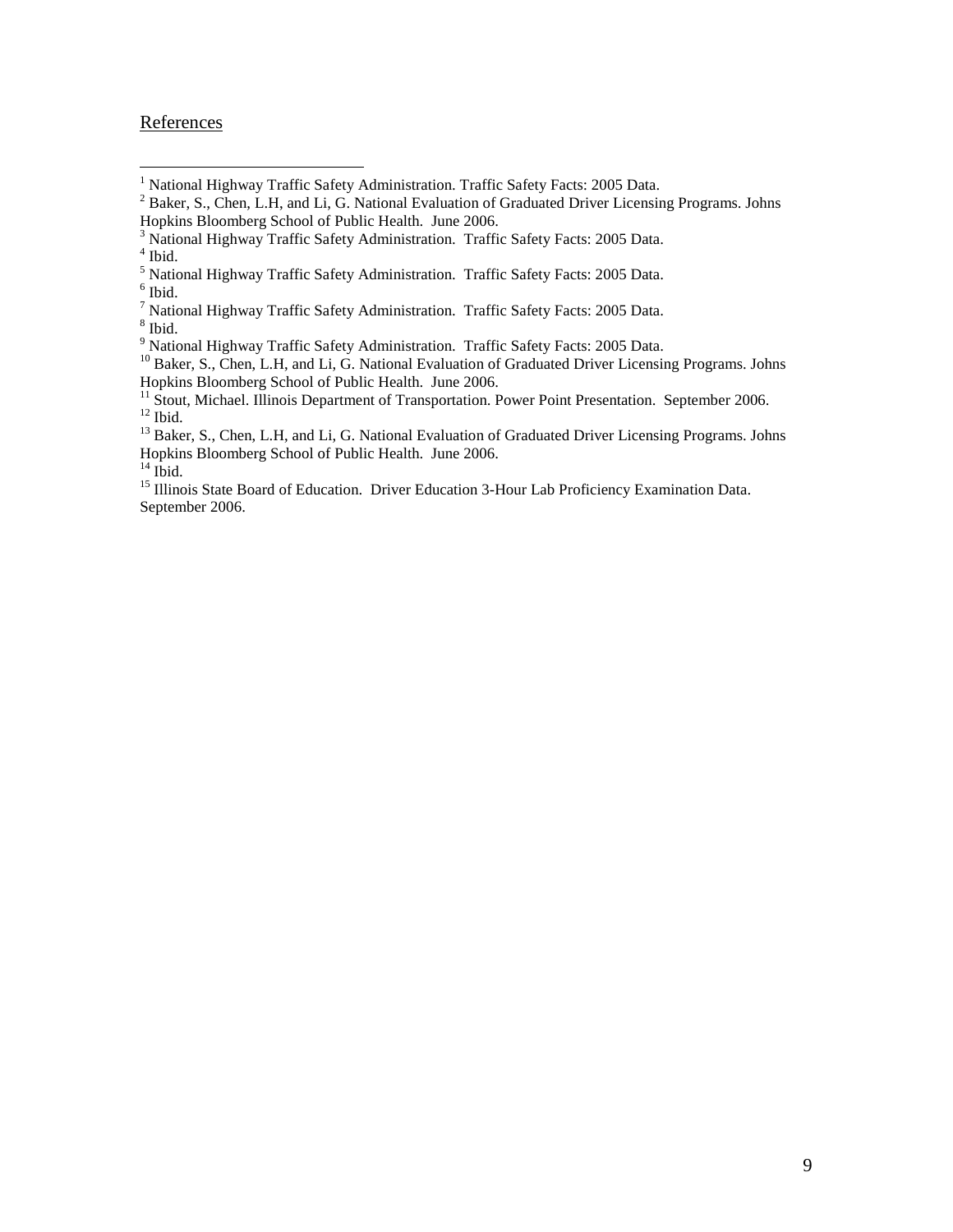## References

[1] National Highway Traffic Safety Administration. Traffic Safety Facts: 2005 Data.
[2] Baker, S., Chen, L.H, and Li, G. National Evaluation of Graduated Driver Licensing Programs. Johns Hopkins Bloomberg School of Public Health. June 2006.
[3] National Highway Traffic Safety Administration. Traffic Safety Facts: 2005 Data.
[4] Ibid.
[5] National Highway Traffic Safety Administration. Traffic Safety Facts: 2005 Data.
[6] Ibid.
[7] National Highway Traffic Safety Administration. Traffic Safety Facts: 2005 Data.
[8] Ibid.
[9] National Highway Traffic Safety Administration. Traffic Safety Facts: 2005 Data.
[10] Baker, S., Chen, L.H, and Li, G. National Evaluation of Graduated Driver Licensing Programs. Johns Hopkins Bloomberg School of Public Health. June 2006.
[11] Stout, Michael. Illinois Department of Transportation. Power Point Presentation. September 2006.
[12] Ibid.
[13] Baker, S., Chen, L.H, and Li, G. National Evaluation of Graduated Driver Licensing Programs. Johns Hopkins Bloomberg School of Public Health. June 2006.
[14] Ibid.
[15] Illinois State Board of Education. Driver Education 3-Hour Lab Proficiency Examination Data. September 2006.